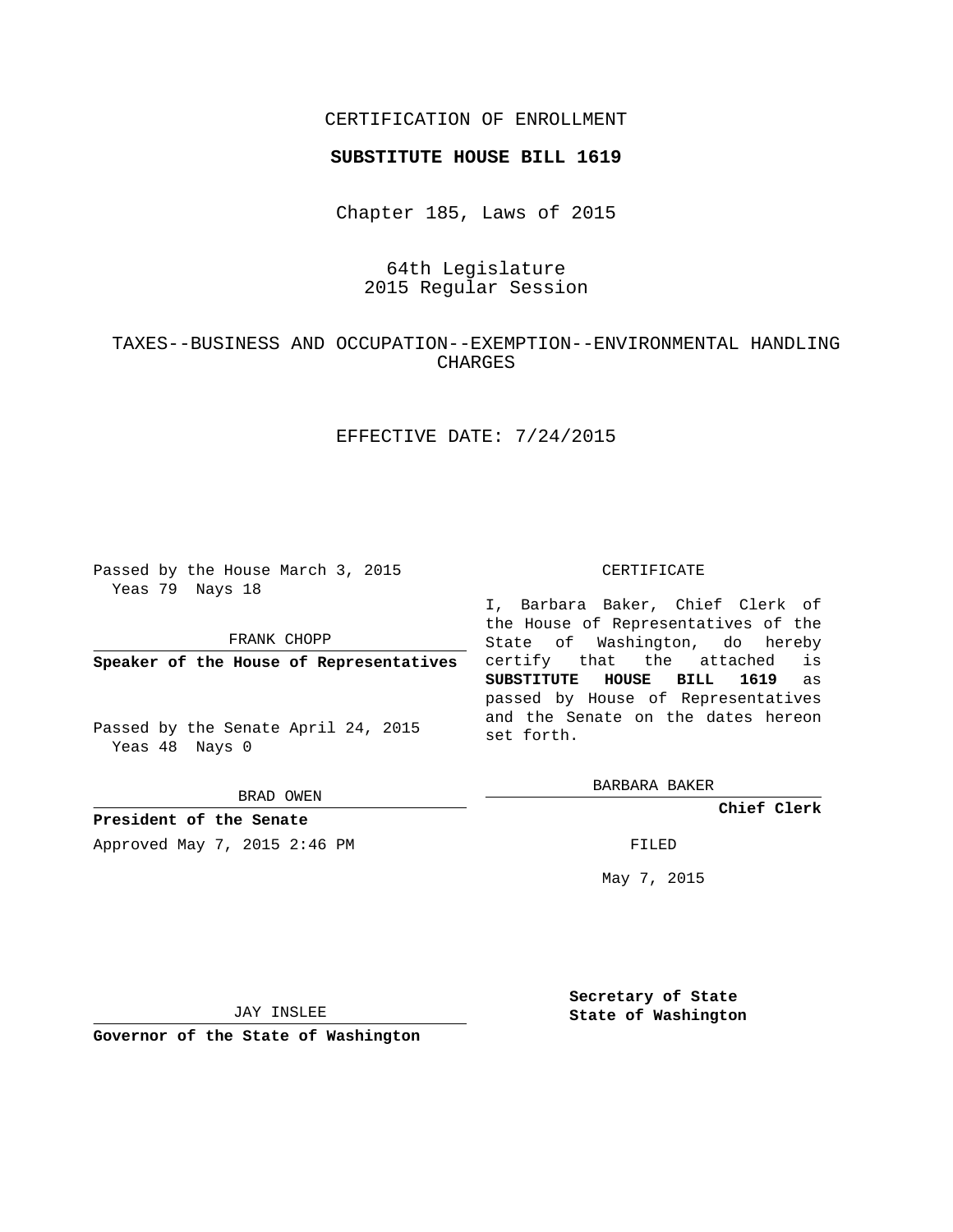CERTIFICATION OF ENROLLMENT

**SUBSTITUTE HOUSE BILL 1619**

Chapter 185, Laws of 2015

64th Legislature
2015 Regular Session

TAXES--BUSINESS AND OCCUPATION--EXEMPTION--ENVIRONMENTAL HANDLING CHARGES

EFFECTIVE DATE: 7/24/2015

Passed by the House March 3, 2015
Yeas 79 Nays 18

FRANK CHOPP

**Speaker of the House of Representatives**

Passed by the Senate April 24, 2015
Yeas 48 Nays 0

BRAD OWEN

**President of the Senate**

Approved May 7, 2015 2:46 PM

JAY INSLEE

**Governor of the State of Washington**

CERTIFICATE

I, Barbara Baker, Chief Clerk of the House of Representatives of the State of Washington, do hereby certify that the attached is **SUBSTITUTE HOUSE BILL 1619** as passed by House of Representatives and the Senate on the dates hereon set forth.

BARBARA BAKER

**Chief Clerk**

FILED

May 7, 2015

**Secretary of State**
**State of Washington**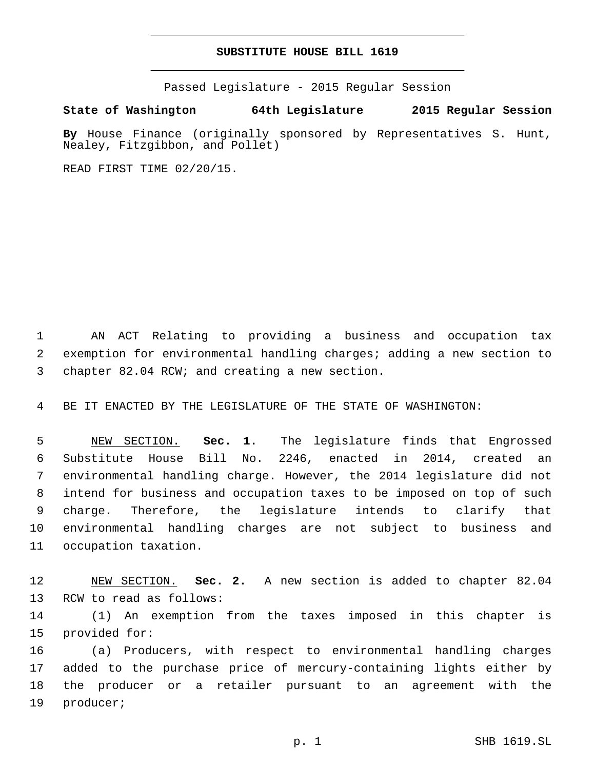# SUBSTITUTE HOUSE BILL 1619

Passed Legislature - 2015 Regular Session

**State of Washington 64th Legislature 2015 Regular Session**

**By** House Finance (originally sponsored by Representatives S. Hunt, Nealey, Fitzgibbon, and Pollet)

READ FIRST TIME 02/20/15.

AN ACT Relating to providing a business and occupation tax exemption for environmental handling charges; adding a new section to chapter 82.04 RCW; and creating a new section.

BE IT ENACTED BY THE LEGISLATURE OF THE STATE OF WASHINGTON:

NEW SECTION. **Sec. 1.** The legislature finds that Engrossed Substitute House Bill No. 2246, enacted in 2014, created an environmental handling charge. However, the 2014 legislature did not intend for business and occupation taxes to be imposed on top of such charge. Therefore, the legislature intends to clarify that environmental handling charges are not subject to business and occupation taxation.

NEW SECTION. **Sec. 2.** A new section is added to chapter 82.04 RCW to read as follows:

(1) An exemption from the taxes imposed in this chapter is provided for:

(a) Producers, with respect to environmental handling charges added to the purchase price of mercury-containing lights either by the producer or a retailer pursuant to an agreement with the producer;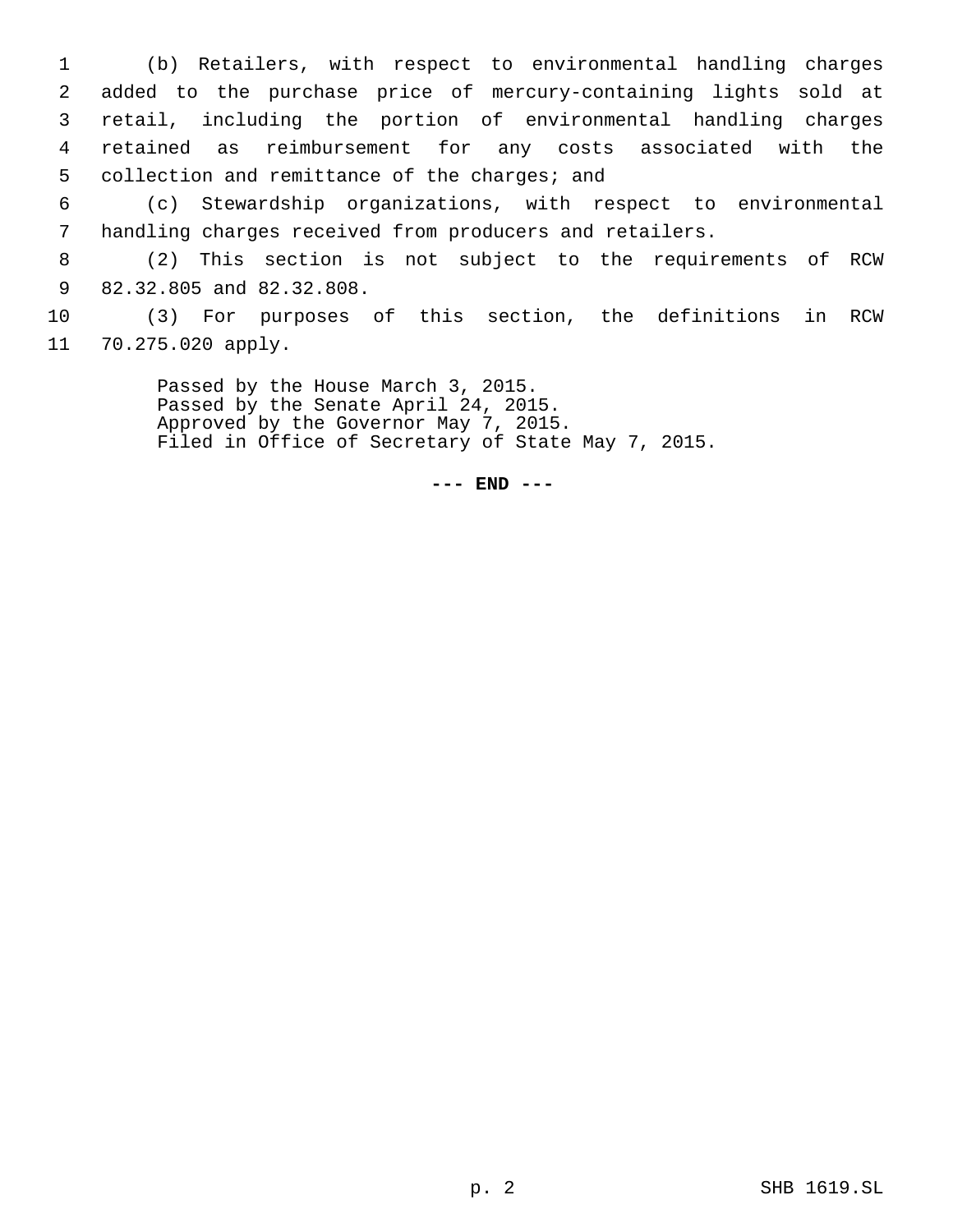(b) Retailers, with respect to environmental handling charges added to the purchase price of mercury-containing lights sold at retail, including the portion of environmental handling charges retained as reimbursement for any costs associated with the collection and remittance of the charges; and

(c) Stewardship organizations, with respect to environmental handling charges received from producers and retailers.

(2) This section is not subject to the requirements of RCW 82.32.805 and 82.32.808.

(3) For purposes of this section, the definitions in RCW 70.275.020 apply.

Passed by the House March 3, 2015.
Passed by the Senate April 24, 2015.
Approved by the Governor May 7, 2015.
Filed in Office of Secretary of State May 7, 2015.

**--- END ---**